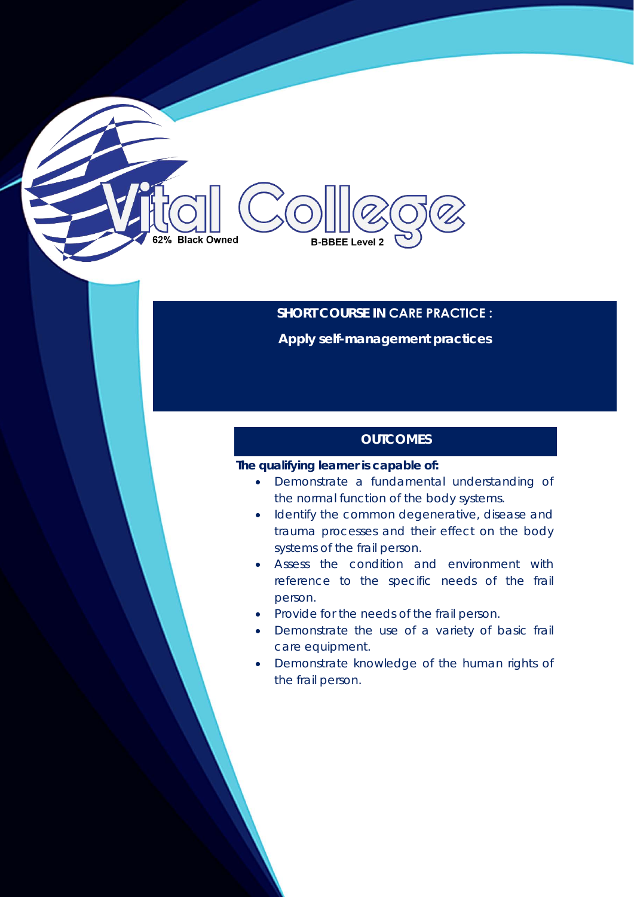Vital College

62% Black Owned

B-BBEE Level 2

# SHORT COURSE IN CARE PRACTICE :

## Apply self-management practices

### OUTCOMES

**The qualifying learner is capable of:**

- Demonstrate a fundamental understanding of the normal function of the body systems.
- Identify the common degenerative, disease and trauma processes and their effect on the body systems of the frail person.
- Assess the condition and environment with reference to the specific needs of the frail person.
- Provide for the needs of the frail person.
- Demonstrate the use of a variety of basic frail care equipment.
- Demonstrate knowledge of the human rights of the frail person.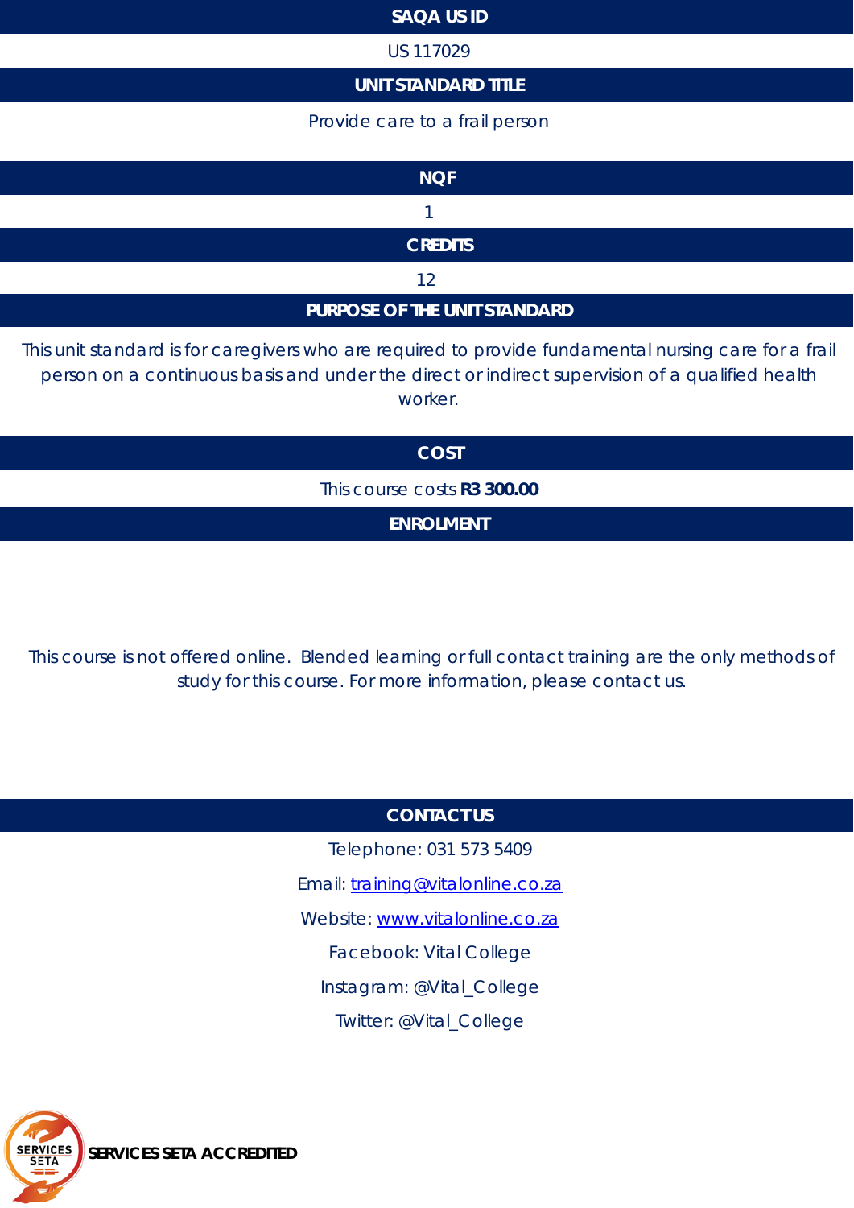## SAQA US ID

US 117029

## UNIT STANDARD TITLE

Provide care to a frail person

## NQF

1

## CREDITS

12

## PURPOSE OF THE UNIT STANDARD

This unit standard is for caregivers who are required to provide fundamental nursing care for a frail person on a continuous basis and under the direct or indirect supervision of a qualified health worker.

## COST

This course costs **R3 300.00**

## ENROLMENT

This course is not offered online. Blended learning or full contact training are the only methods of study for this course. For more information, please contact us.

## CONTACT US

Telephone: 031 573 5409

Email: training@vitalonline.co.za

Website: www.vitalonline.co.za

Facebook: Vital College

Instagram: @Vital_College

Twitter: @Vital_College

**SERVICES SETA ACCREDITED**